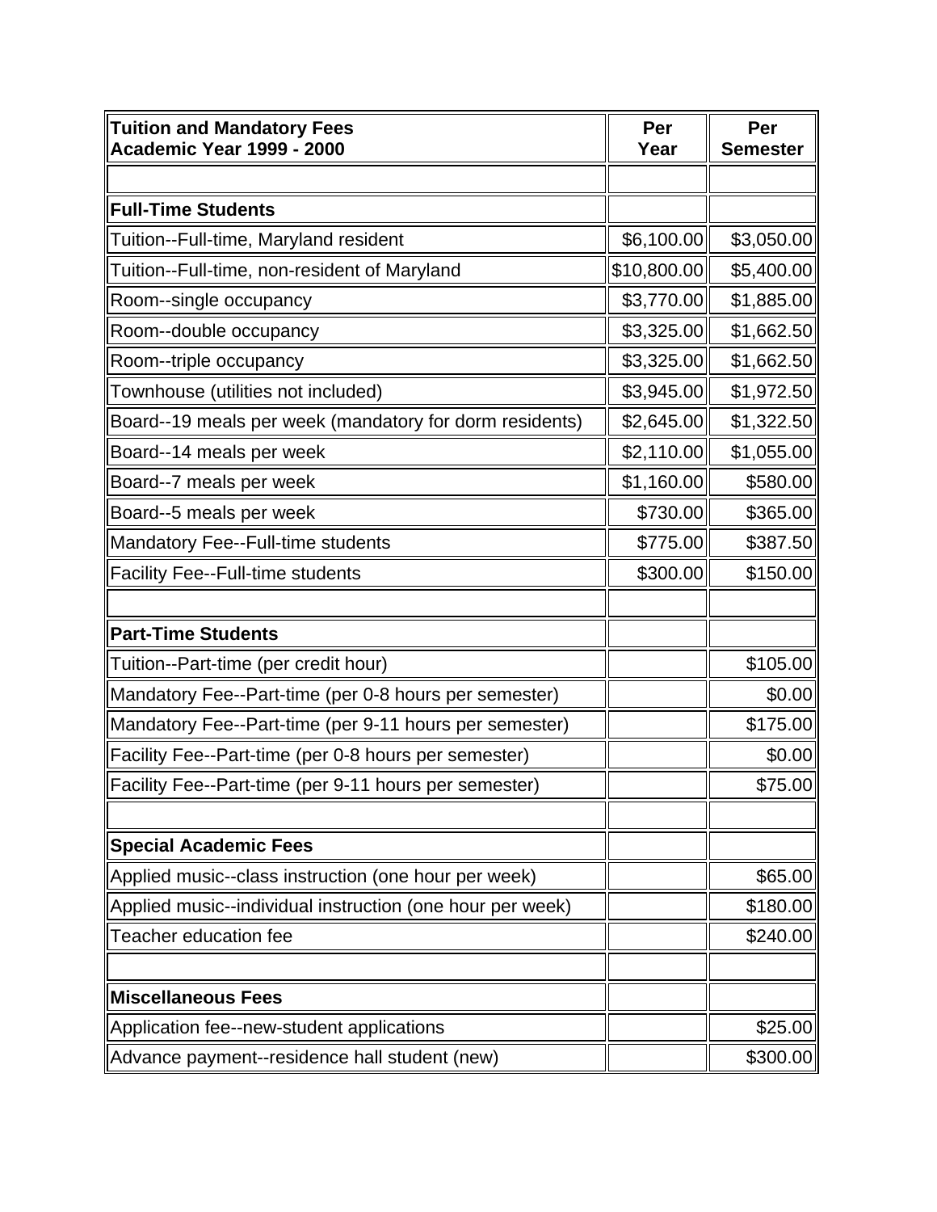| Tuition and Mandatory Fees<br>Academic Year 1999 - 2000 | Per Year | Per Semester |
|---|---|---|
| | | |
| **Full-Time Students** | | |
| Tuition--Full-time, Maryland resident | $6,100.00 | $3,050.00 |
| Tuition--Full-time, non-resident of Maryland | $10,800.00 | $5,400.00 |
| Room--single occupancy | $3,770.00 | $1,885.00 |
| Room--double occupancy | $3,325.00 | $1,662.50 |
| Room--triple occupancy | $3,325.00 | $1,662.50 |
| Townhouse (utilities not included) | $3,945.00 | $1,972.50 |
| Board--19 meals per week (mandatory for dorm residents) | $2,645.00 | $1,322.50 |
| Board--14 meals per week | $2,110.00 | $1,055.00 |
| Board--7 meals per week | $1,160.00 | $580.00 |
| Board--5 meals per week | $730.00 | $365.00 |
| Mandatory Fee--Full-time students | $775.00 | $387.50 |
| Facility Fee--Full-time students | $300.00 | $150.00 |
| | | |
| **Part-Time Students** | | |
| Tuition--Part-time (per credit hour) | | $105.00 |
| Mandatory Fee--Part-time (per 0-8 hours per semester) | | $0.00 |
| Mandatory Fee--Part-time (per 9-11 hours per semester) | | $175.00 |
| Facility Fee--Part-time (per 0-8 hours per semester) | | $0.00 |
| Facility Fee--Part-time (per 9-11 hours per semester) | | $75.00 |
| | | |
| **Special Academic Fees** | | |
| Applied music--class instruction (one hour per week) | | $65.00 |
| Applied music--individual instruction (one hour per week) | | $180.00 |
| Teacher education fee | | $240.00 |
| | | |
| **Miscellaneous Fees** | | |
| Application fee--new-student applications | | $25.00 |
| Advance payment--residence hall student (new) | | $300.00 |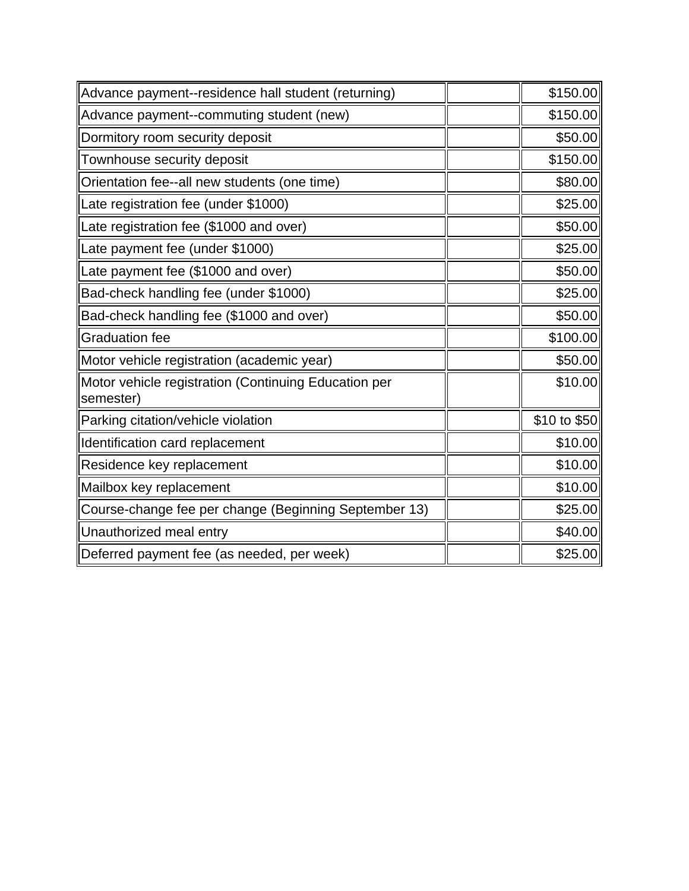| | | |
|---|---|---|
| Advance payment--residence hall student (returning) | | $150.00 |
| Advance payment--commuting student (new) | | $150.00 |
| Dormitory room security deposit | | $50.00 |
| Townhouse security deposit | | $150.00 |
| Orientation fee--all new students (one time) | | $80.00 |
| Late registration fee (under $1000) | | $25.00 |
| Late registration fee ($1000 and over) | | $50.00 |
| Late payment fee (under $1000) | | $25.00 |
| Late payment fee ($1000 and over) | | $50.00 |
| Bad-check handling fee (under $1000) | | $25.00 |
| Bad-check handling fee ($1000 and over) | | $50.00 |
| Graduation fee | | $100.00 |
| Motor vehicle registration (academic year) | | $50.00 |
| Motor vehicle registration (Continuing Education per semester) | | $10.00 |
| Parking citation/vehicle violation | | $10 to $50 |
| Identification card replacement | | $10.00 |
| Residence key replacement | | $10.00 |
| Mailbox key replacement | | $10.00 |
| Course-change fee per change (Beginning September 13) | | $25.00 |
| Unauthorized meal entry | | $40.00 |
| Deferred payment fee (as needed, per week) | | $25.00 |